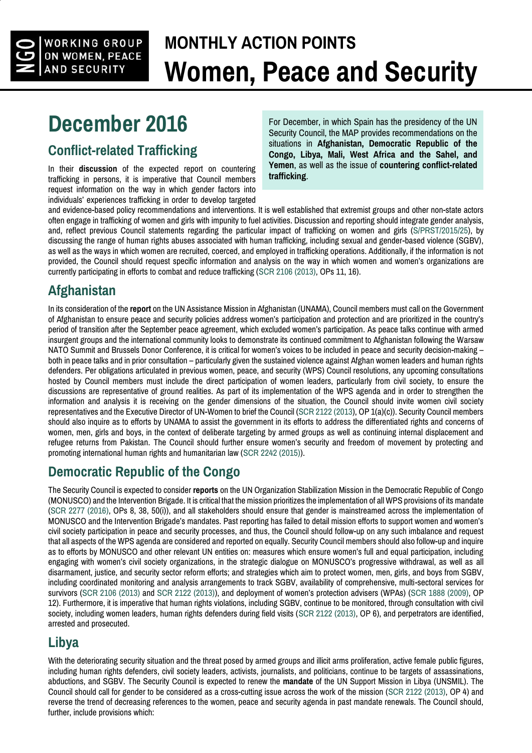WORKING GROUP ON WOMEN, PEACE AND SECURITY

# MONTHLY ACTION POINTS Women, Peace and Security

# December 2016

For December, in which Spain has the presidency of the UN Security Council, the MAP provides recommendations on the situations in **Afghanistan, Democratic Republic of the Congo, Libya, Mali, West Africa and the Sahel, and Yemen**, as well as the issue of **countering conflict-related trafficking**.

## Conflict-related Trafficking

In their **discussion** of the expected report on countering trafficking in persons, it is imperative that Council members request information on the way in which gender factors into individuals' experiences trafficking in order to develop targeted and evidence-based policy recommendations and interventions. It is well established that extremist groups and other non-state actors often engage in trafficking of women and girls with impunity to fuel activities. Discussion and reporting should integrate gender analysis, and, reflect previous Council statements regarding the particular impact of trafficking on women and girls (S/PRST/2015/25), by discussing the range of human rights abuses associated with human trafficking, including sexual and gender-based violence (SGBV), as well as the ways in which women are recruited, coerced, and employed in trafficking operations. Additionally, if the information is not provided, the Council should request specific information and analysis on the way in which women and women's organizations are currently participating in efforts to combat and reduce trafficking (SCR 2106 (2013), OPs 11, 16).

## Afghanistan

In its consideration of the **report** on the UN Assistance Mission in Afghanistan (UNAMA), Council members must call on the Government of Afghanistan to ensure peace and security policies address women's participation and protection and are prioritized in the country's period of transition after the September peace agreement, which excluded women's participation. As peace talks continue with armed insurgent groups and the international community looks to demonstrate its continued commitment to Afghanistan following the Warsaw NATO Summit and Brussels Donor Conference, it is critical for women's voices to be included in peace and security decision-making – both in peace talks and in prior consultation – particularly given the sustained violence against Afghan women leaders and human rights defenders. Per obligations articulated in previous women, peace, and security (WPS) Council resolutions, any upcoming consultations hosted by Council members must include the direct participation of women leaders, particularly from civil society, to ensure the discussions are representative of ground realities. As part of its implementation of the WPS agenda and in order to strengthen the information and analysis it is receiving on the gender dimensions of the situation, the Council should invite women civil society representatives and the Executive Director of UN-Women to brief the Council (SCR 2122 (2013), OP 1(a)(c)). Security Council members should also inquire as to efforts by UNAMA to assist the government in its efforts to address the differentiated rights and concerns of women, men, girls and boys, in the context of deliberate targeting by armed groups as well as continuing internal displacement and refugee returns from Pakistan. The Council should further ensure women's security and freedom of movement by protecting and promoting international human rights and humanitarian law (SCR 2242 (2015)).

## Democratic Republic of the Congo

The Security Council is expected to consider **reports** on the UN Organization Stabilization Mission in the Democratic Republic of Congo (MONUSCO) and the Intervention Brigade. It is critical that the mission prioritizes the implementation of all WPS provisions of its mandate (SCR 2277 (2016), OPs 8, 38, 50(i)), and all stakeholders should ensure that gender is mainstreamed across the implementation of MONUSCO and the Intervention Brigade's mandates. Past reporting has failed to detail mission efforts to support women and women's civil society participation in peace and security processes, and thus, the Council should follow-up on any such imbalance and request that all aspects of the WPS agenda are considered and reported on equally. Security Council members should also follow-up and inquire as to efforts by MONUSCO and other relevant UN entities on: measures which ensure women's full and equal participation, including engaging with women's civil society organizations, in the strategic dialogue on MONUSCO's progressive withdrawal, as well as all disarmament, justice, and security sector reform efforts; and strategies which aim to protect women, men, girls, and boys from SGBV, including coordinated monitoring and analysis arrangements to track SGBV, availability of comprehensive, multi-sectoral services for survivors (SCR 2106 (2013) and SCR 2122 (2013)), and deployment of women's protection advisers (WPAs) (SCR 1888 (2009), OP 12). Furthermore, it is imperative that human rights violations, including SGBV, continue to be monitored, through consultation with civil society, including women leaders, human rights defenders during field visits (SCR 2122 (2013), OP 6), and perpetrators are identified, arrested and prosecuted.

## Libya

With the deteriorating security situation and the threat posed by armed groups and illicit arms proliferation, active female public figures, including human rights defenders, civil society leaders, activists, journalists, and politicians, continue to be targets of assassinations, abductions, and SGBV. The Security Council is expected to renew the **mandate** of the UN Support Mission in Libya (UNSMIL). The Council should call for gender to be considered as a cross-cutting issue across the work of the mission (SCR 2122 (2013), OP 4) and reverse the trend of decreasing references to the women, peace and security agenda in past mandate renewals. The Council should, further, include provisions which: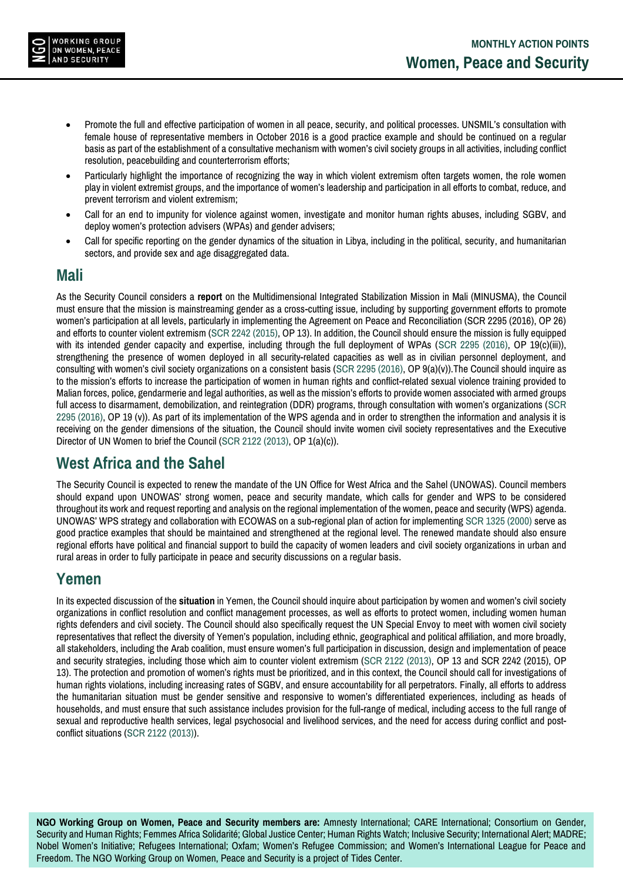- Promote the full and effective participation of women in all peace, security, and political processes. UNSMIL's consultation with female house of representative members in October 2016 is a good practice example and should be continued on a regular basis as part of the establishment of a consultative mechanism with women's civil society groups in all activities, including conflict resolution, peacebuilding and counterterrorism efforts;
- Particularly highlight the importance of recognizing the way in which violent extremism often targets women, the role women play in violent extremist groups, and the importance of women's leadership and participation in all efforts to combat, reduce, and prevent terrorism and violent extremism;
- Call for an end to impunity for violence against women, investigate and monitor human rights abuses, including SGBV, and deploy women's protection advisers (WPAs) and gender advisers;
- Call for specific reporting on the gender dynamics of the situation in Libya, including in the political, security, and humanitarian sectors, and provide sex and age disaggregated data.

## Mali

As the Security Council considers a **report** on the Multidimensional Integrated Stabilization Mission in Mali (MINUSMA), the Council must ensure that the mission is mainstreaming gender as a cross-cutting issue, including by supporting government efforts to promote women's participation at all levels, particularly in implementing the Agreement on Peace and Reconciliation (SCR 2295 (2016), OP 26) and efforts to counter violent extremism (SCR 2242 (2015), OP 13). In addition, the Council should ensure the mission is fully equipped with its intended gender capacity and expertise, including through the full deployment of WPAs (SCR 2295 (2016), OP 19(c)(iii)), strengthening the presence of women deployed in all security-related capacities as well as in civilian personnel deployment, and consulting with women's civil society organizations on a consistent basis (SCR 2295 (2016), OP 9(a)(v)).The Council should inquire as to the mission's efforts to increase the participation of women in human rights and conflict-related sexual violence training provided to Malian forces, police, gendarmerie and legal authorities, as well as the mission's efforts to provide women associated with armed groups full access to disarmament, demobilization, and reintegration (DDR) programs, through consultation with women's organizations (SCR 2295 (2016), OP 19 (v)). As part of its implementation of the WPS agenda and in order to strengthen the information and analysis it is receiving on the gender dimensions of the situation, the Council should invite women civil society representatives and the Executive Director of UN Women to brief the Council (SCR 2122 (2013), OP 1(a)(c)).

## West Africa and the Sahel

The Security Council is expected to renew the mandate of the UN Office for West Africa and the Sahel (UNOWAS). Council members should expand upon UNOWAS' strong women, peace and security mandate, which calls for gender and WPS to be considered throughout its work and request reporting and analysis on the regional implementation of the women, peace and security (WPS) agenda. UNOWAS' WPS strategy and collaboration with ECOWAS on a sub-regional plan of action for implementing SCR 1325 (2000) serve as good practice examples that should be maintained and strengthened at the regional level. The renewed mandate should also ensure regional efforts have political and financial support to build the capacity of women leaders and civil society organizations in urban and rural areas in order to fully participate in peace and security discussions on a regular basis.

## Yemen

In its expected discussion of the **situation** in Yemen, the Council should inquire about participation by women and women's civil society organizations in conflict resolution and conflict management processes, as well as efforts to protect women, including women human rights defenders and civil society. The Council should also specifically request the UN Special Envoy to meet with women civil society representatives that reflect the diversity of Yemen's population, including ethnic, geographical and political affiliation, and more broadly, all stakeholders, including the Arab coalition, must ensure women's full participation in discussion, design and implementation of peace and security strategies, including those which aim to counter violent extremism (SCR 2122 (2013), OP 13 and SCR 2242 (2015), OP 13). The protection and promotion of women's rights must be prioritized, and in this context, the Council should call for investigations of human rights violations, including increasing rates of SGBV, and ensure accountability for all perpetrators. Finally, all efforts to address the humanitarian situation must be gender sensitive and responsive to women's differentiated experiences, including as heads of households, and must ensure that such assistance includes provision for the full-range of medical, including access to the full range of sexual and reproductive health services, legal psychosocial and livelihood services, and the need for access during conflict and post-conflict situations (SCR 2122 (2013)).

**NGO Working Group on Women, Peace and Security members are:** Amnesty International; CARE International; Consortium on Gender, Security and Human Rights; Femmes Africa Solidarité; Global Justice Center; Human Rights Watch; Inclusive Security; International Alert; MADRE; Nobel Women's Initiative; Refugees International; Oxfam; Women's Refugee Commission; and Women's International League for Peace and Freedom. The NGO Working Group on Women, Peace and Security is a project of Tides Center.